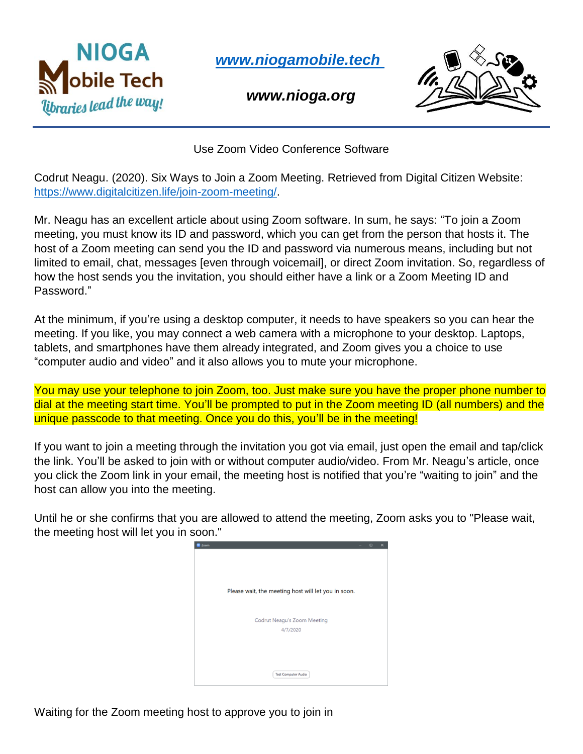NIOGA Mobile Tech

*Libraries lead the way!*

***[www.niogamobile.tech](http://www.niogamobile.tech)***

***www.nioga.org***

Use Zoom Video Conference Software

Codrut Neagu. (2020). Six Ways to Join a Zoom Meeting. Retrieved from Digital Citizen Website: [https://www.digitalcitizen.life/join-zoom-meeting/](https://www.digitalcitizen.life/join-zoom-meeting/).

Mr. Neagu has an excellent article about using Zoom software. In sum, he says: "To join a Zoom meeting, you must know its ID and password, which you can get from the person that hosts it. The host of a Zoom meeting can send you the ID and password via numerous means, including but not limited to email, chat, messages [even through voicemail], or direct Zoom invitation. So, regardless of how the host sends you the invitation, you should either have a link or a Zoom Meeting ID and Password."

At the minimum, if you're using a desktop computer, it needs to have speakers so you can hear the meeting. If you like, you may connect a web camera with a microphone to your desktop. Laptops, tablets, and smartphones have them already integrated, and Zoom gives you a choice to use "computer audio and video" and it also allows you to mute your microphone.

You may use your telephone to join Zoom, too. Just make sure you have the proper phone number to dial at the meeting start time. You'll be prompted to put in the Zoom meeting ID (all numbers) and the unique passcode to that meeting. Once you do this, you'll be in the meeting!

If you want to join a meeting through the invitation you got via email, just open the email and tap/click the link. You'll be asked to join with or without computer audio/video. From Mr. Neagu's article, once you click the Zoom link in your email, the meeting host is notified that you're "waiting to join" and the host can allow you into the meeting.

Until he or she confirms that you are allowed to attend the meeting, Zoom asks you to "Please wait, the meeting host will let you in soon."

Please wait, the meeting host will let you in soon.

Codrut Neagu's Zoom Meeting

4/7/2020

Test Computer Audio

Waiting for the Zoom meeting host to approve you to join in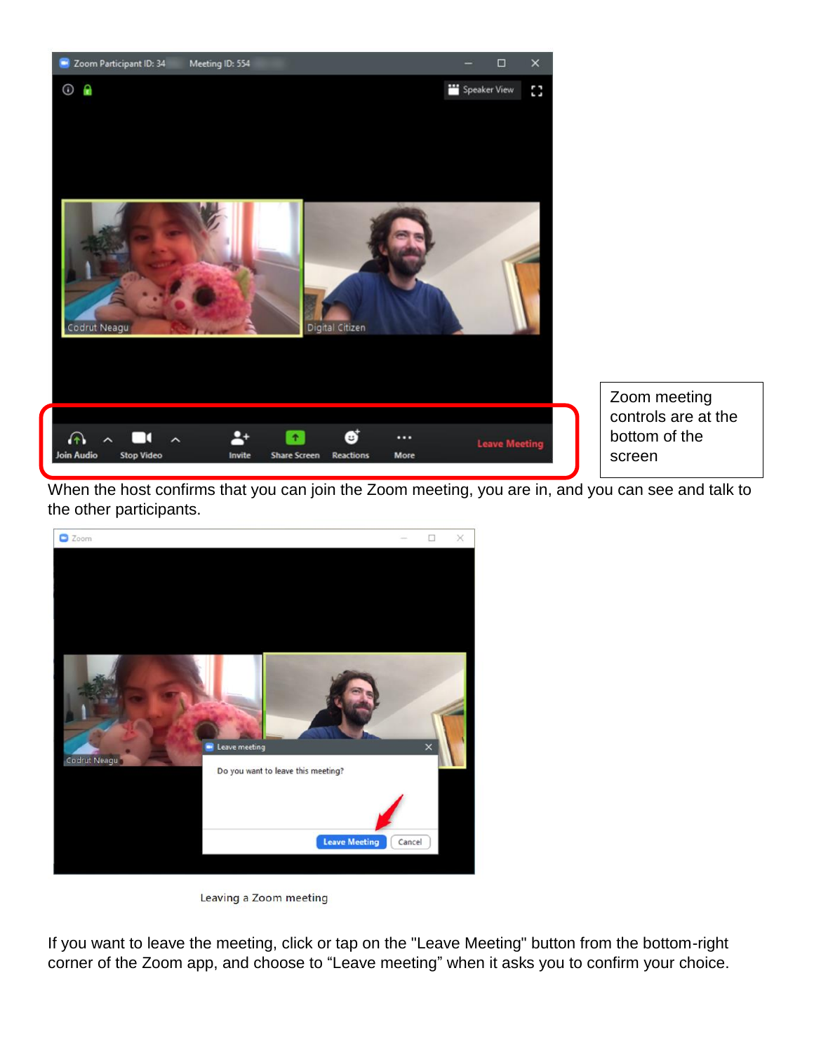Zoom meeting controls are at the bottom of the screen

When the host confirms that you can join the Zoom meeting, you are in, and you can see and talk to the other participants.

Leaving a Zoom meeting

If you want to leave the meeting, click or tap on the "Leave Meeting" button from the bottom-right corner of the Zoom app, and choose to “Leave meeting” when it asks you to confirm your choice.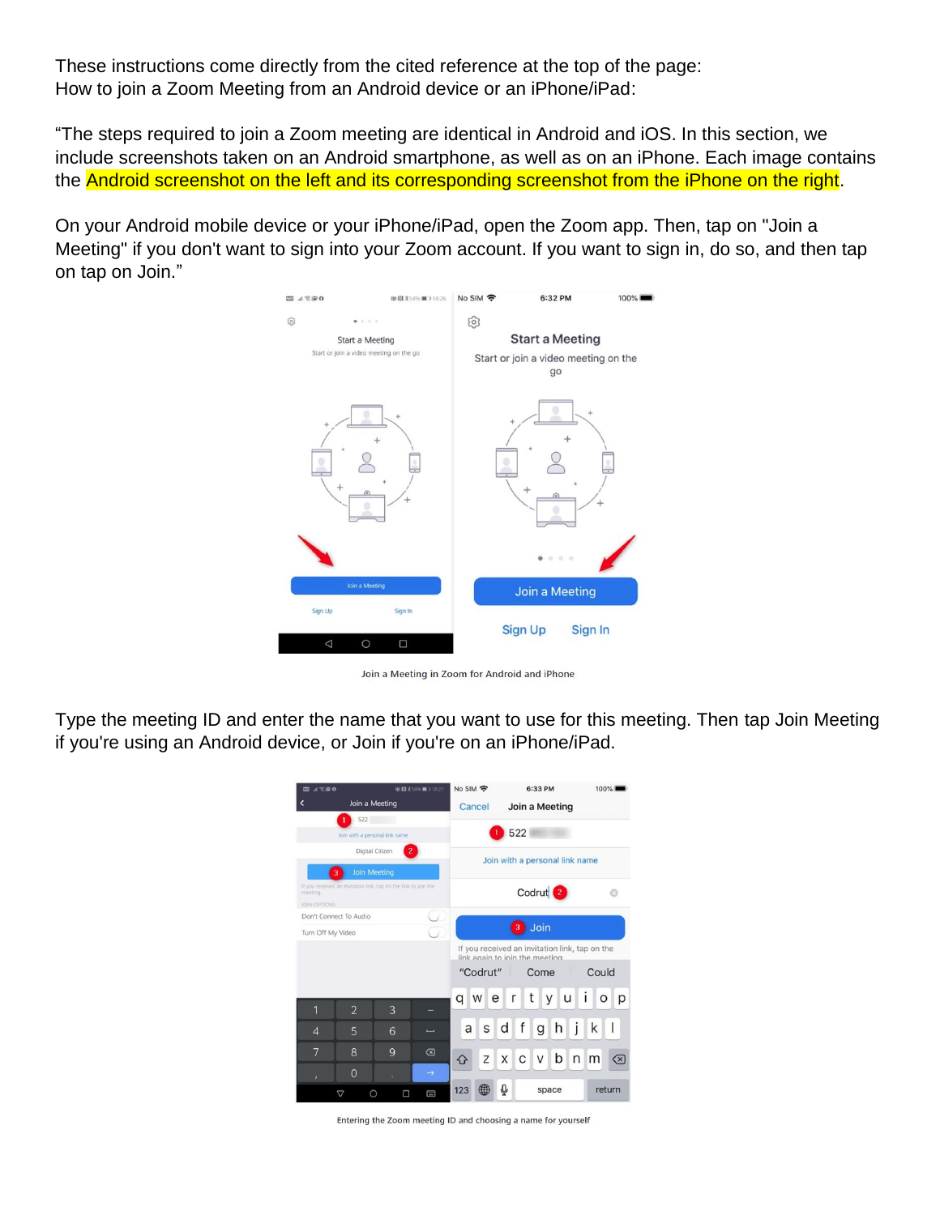These instructions come directly from the cited reference at the top of the page:
How to join a Zoom Meeting from an Android device or an iPhone/iPad:

"The steps required to join a Zoom meeting are identical in Android and iOS. In this section, we include screenshots taken on an Android smartphone, as well as on an iPhone. Each image contains the Android screenshot on the left and its corresponding screenshot from the iPhone on the right.

On your Android mobile device or your iPhone/iPad, open the Zoom app. Then, tap on "Join a Meeting" if you don't want to sign into your Zoom account. If you want to sign in, do so, and then tap on tap on Join."

Join a Meeting in Zoom for Android and iPhone

Type the meeting ID and enter the name that you want to use for this meeting. Then tap Join Meeting if you're using an Android device, or Join if you're on an iPhone/iPad.

Entering the Zoom meeting ID and choosing a name for yourself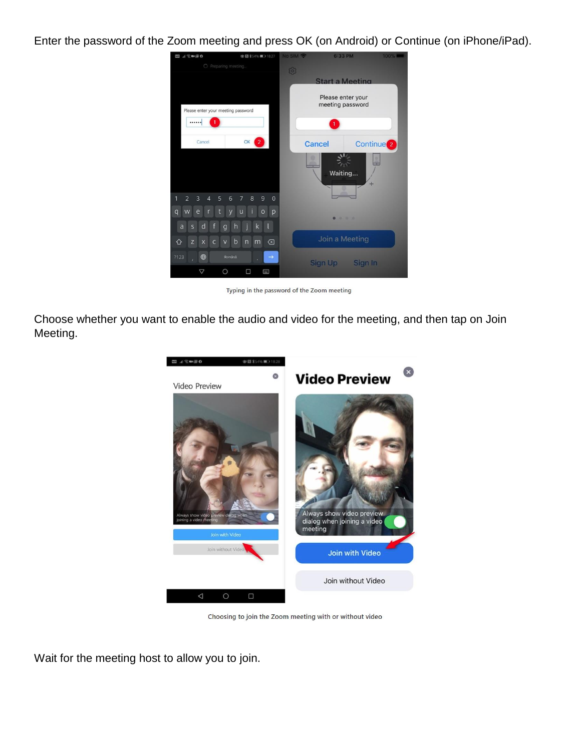Enter the password of the Zoom meeting and press OK (on Android) or Continue (on iPhone/iPad).

Typing in the password of the Zoom meeting

Choose whether you want to enable the audio and video for the meeting, and then tap on Join Meeting.

Choosing to join the Zoom meeting with or without video

Wait for the meeting host to allow you to join.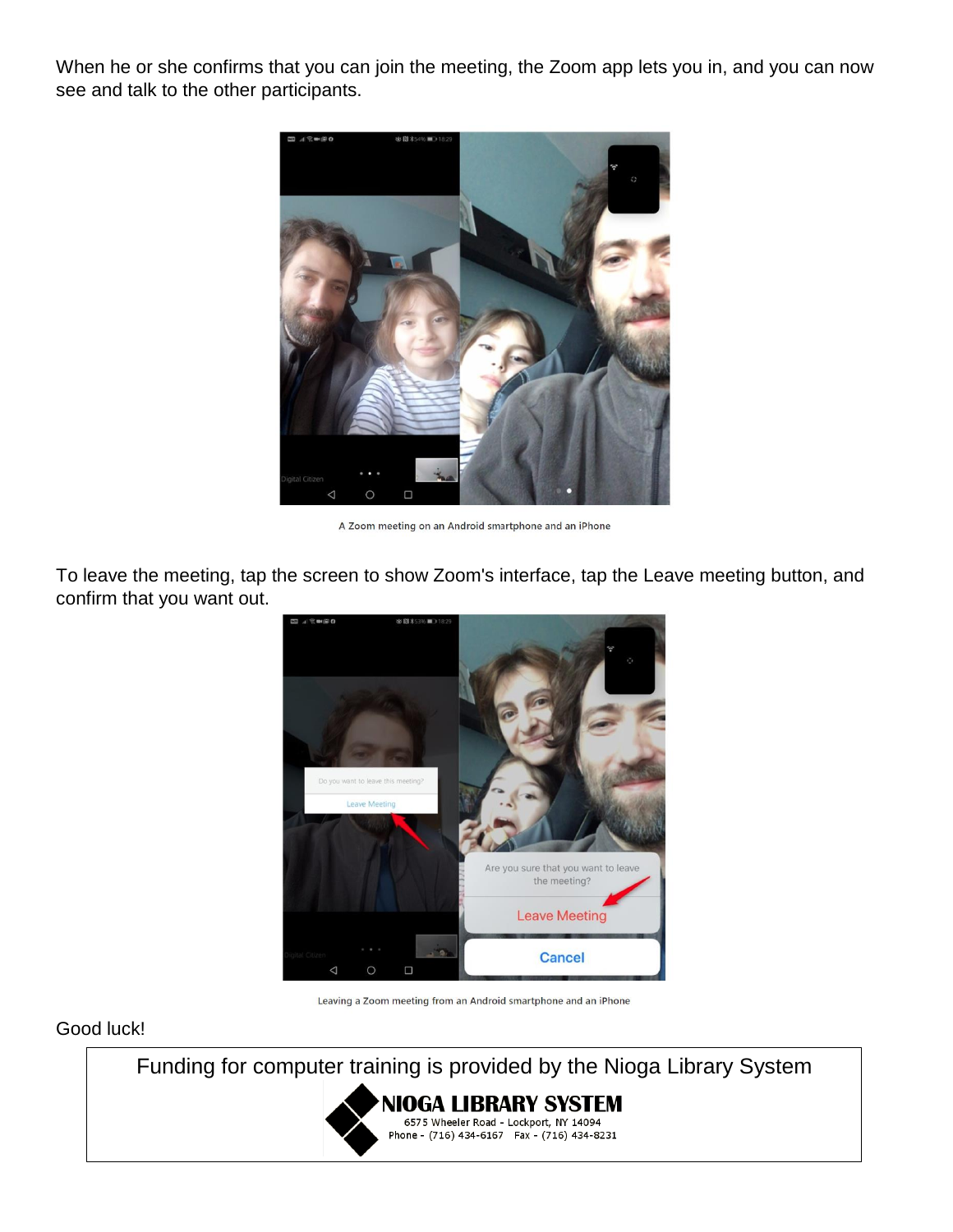When he or she confirms that you can join the meeting, the Zoom app lets you in, and you can now see and talk to the other participants.

A Zoom meeting on an Android smartphone and an iPhone

To leave the meeting, tap the screen to show Zoom's interface, tap the Leave meeting button, and confirm that you want out.

Leaving a Zoom meeting from an Android smartphone and an iPhone

Good luck!

Funding for computer training is provided by the Nioga Library System

NIOGA LIBRARY SYSTEM
6575 Wheeler Road - Lockport, NY 14094
Phone - (716) 434-6167 Fax - (716) 434-8231